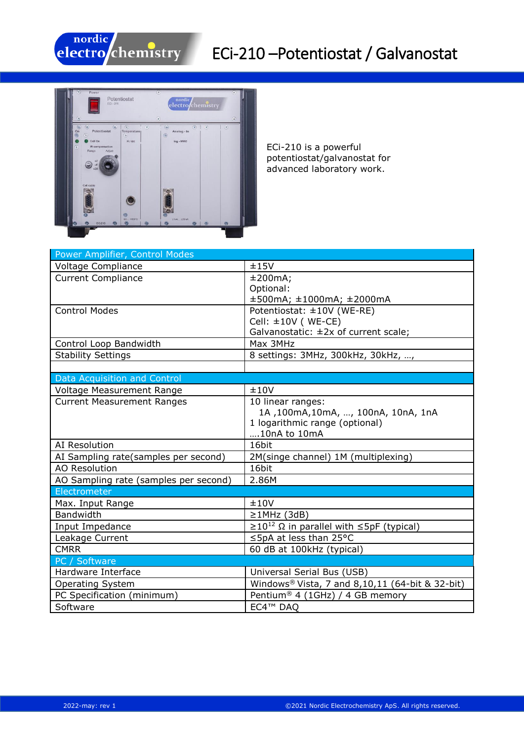# ECi-210 –Potentiostat / Galvanostat

ECi-210 is a powerful potentiostat/galvanostat for advanced laboratory work.

| Power Amplifier, Control Modes | |
|---|---|
| Voltage Compliance | ±15V |
| Current Compliance | ±200mA;<br>Optional:<br>±500mA; ±1000mA; ±2000mA |
| Control Modes | Potentiostat: ±10V (WE-RE)<br>Cell: ±10V ( WE-CE)<br>Galvanostatic: ±2x of current scale; |
| Control Loop Bandwidth | Max 3MHz |
| Stability Settings | 8 settings: 3MHz, 300kHz, 30kHz, …, |
| | |
| **Data Acquisition and Control** | |
| Voltage Measurement Range | ±10V |
| Current Measurement Ranges | 10 linear ranges:<br>1A ,100mA,10mA, …, 100nA, 10nA, 1nA<br>1 logarithmic range (optional)<br>….10nA to 10mA |
| AI Resolution | 16bit |
| AI Sampling rate(samples per second) | 2M(singe channel) 1M (multiplexing) |
| AO Resolution | 16bit |
| AO Sampling rate (samples per second) | 2.86M |
| **Electrometer** | |
| Max. Input Range | ±10V |
| Bandwidth | ≥1MHz (3dB) |
| Input Impedance | ≥$10^{12}$ Ω in parallel with ≤5pF (typical) |
| Leakage Current | ≤5pA at less than 25°C |
| CMRR | 60 dB at 100kHz (typical) |
| **PC / Software** | |
| Hardware Interface | Universal Serial Bus (USB) |
| Operating System | Windows® Vista, 7 and 8,10,11 (64-bit & 32-bit) |
| PC Specification (minimum) | Pentium® 4 (1GHz) / 4 GB memory |
| Software | EC4™ DAQ |

2022-may: rev 1

©2021 Nordic Electrochemistry ApS. All rights reserved.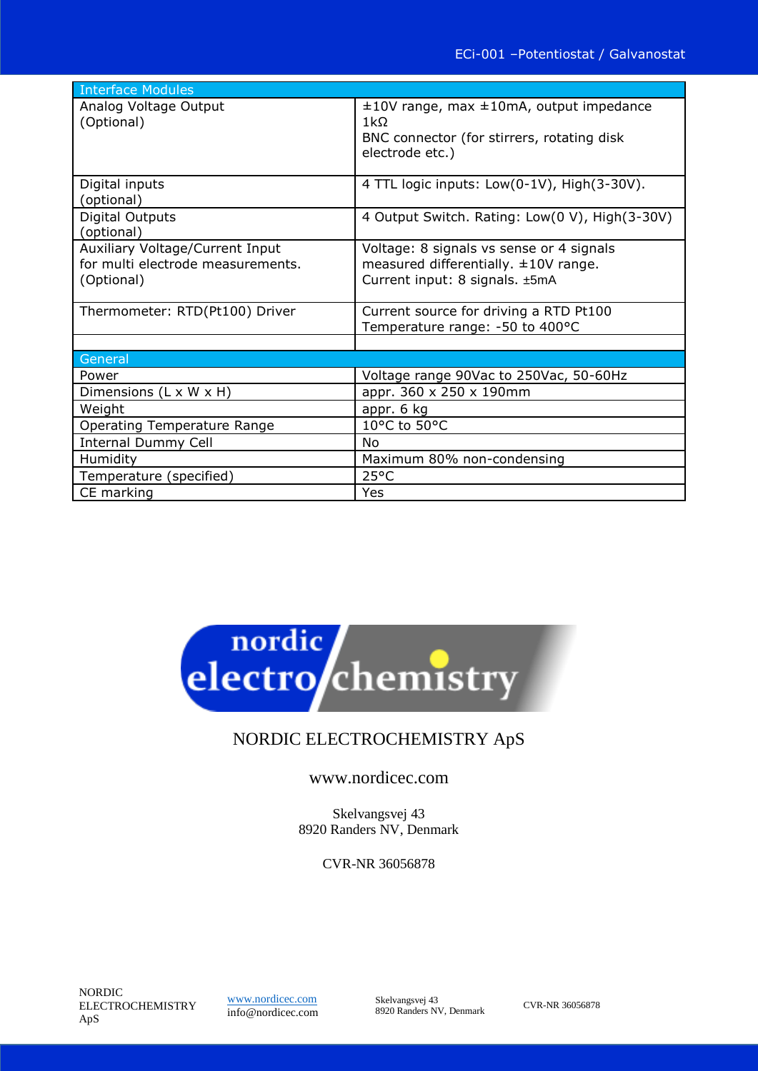| Interface Modules | |
|---|---|
| Analog Voltage Output (Optional) | ±10V range, max ±10mA, output impedance 1kΩ BNC connector (for stirrers, rotating disk electrode etc.) |
| Digital inputs (optional) | 4 TTL logic inputs: Low(0-1V), High(3-30V). |
| Digital Outputs (optional) | 4 Output Switch. Rating: Low(0 V), High(3-30V) |
| Auxiliary Voltage/Current Input for multi electrode measurements. (Optional) | Voltage: 8 signals vs sense or 4 signals measured differentially. ±10V range. Current input: 8 signals. ±5mA |
| Thermometer: RTD(Pt100) Driver | Current source for driving a RTD Pt100 Temperature range: -50 to 400°C |
| | |

| General | |
|---|---|
| Power | Voltage range 90Vac to 250Vac, 50-60Hz |
| Dimensions (L x W x H) | appr. 360 x 250 x 190mm |
| Weight | appr. 6 kg |
| Operating Temperature Range | 10°C to 50°C |
| Internal Dummy Cell | No |
| Humidity | Maximum 80% non-condensing |
| Temperature (specified) | 25°C |
| CE marking | Yes |

nordic electro chemistry

NORDIC ELECTROCHEMISTRY ApS

www.nordicec.com

Skelvangsvej 43
8920 Randers NV, Denmark

CVR-NR 36056878